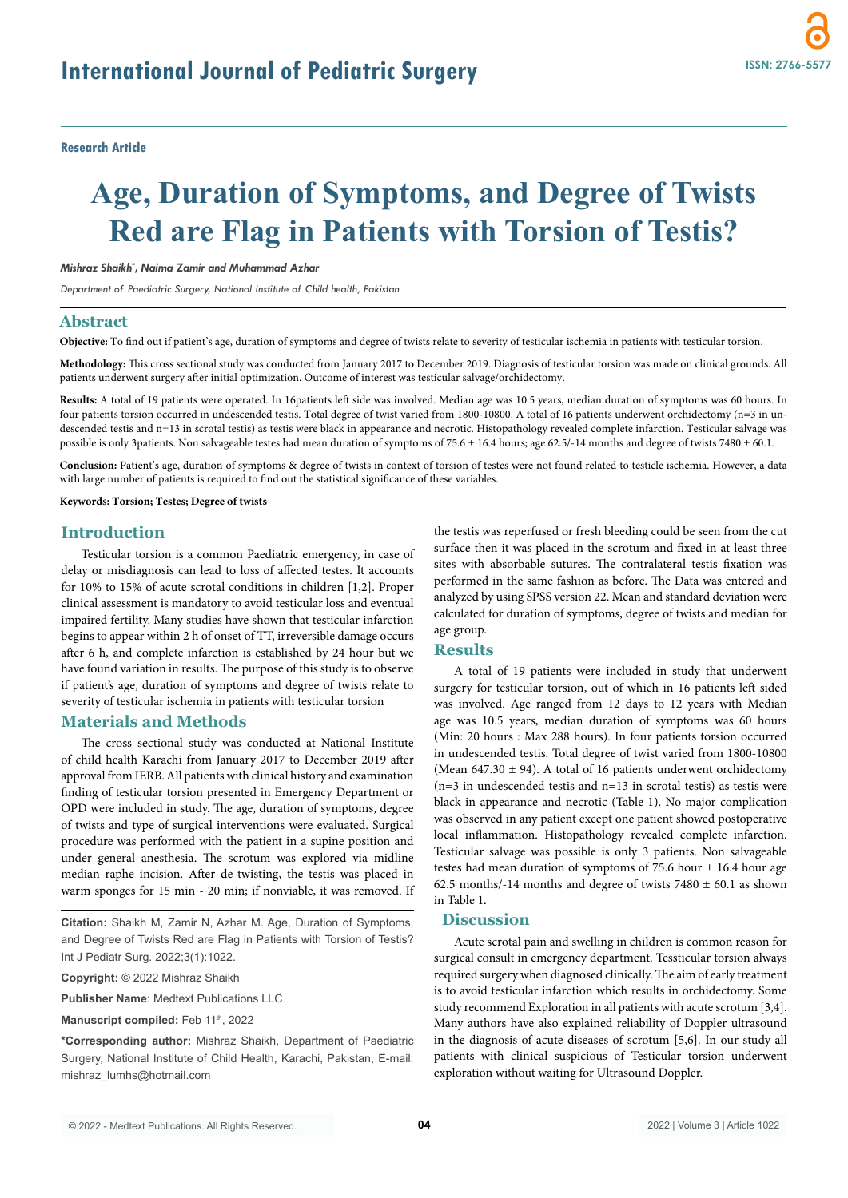Research Article

# Age, Duration of Symptoms, and Degree of Twists Red are Flag in Patients with Torsion of Testis?

*Mishraz Shaikh*, Naima Zamir and Muhammad Azhar*

*Department of Paediatric Surgery, National Institute of Child health, Pakistan*

## Abstract

**Objective:** To find out if patient's age, duration of symptoms and degree of twists relate to severity of testicular ischemia in patients with testicular torsion.

**Methodology:** This cross sectional study was conducted from January 2017 to December 2019. Diagnosis of testicular torsion was made on clinical grounds. All patients underwent surgery after initial optimization. Outcome of interest was testicular salvage/orchidectomy.

**Results:** A total of 19 patients were operated. In 16patients left side was involved. Median age was 10.5 years, median duration of symptoms was 60 hours. In four patients torsion occurred in undescended testis. Total degree of twist varied from 1800-10800. A total of 16 patients underwent orchidectomy (n=3 in undescended testis and n=13 in scrotal testis) as testis were black in appearance and necrotic. Histopathology revealed complete infarction. Testicular salvage was possible is only 3patients. Non salvageable testes had mean duration of symptoms of 75.6 ± 16.4 hours; age 62.5/-14 months and degree of twists 7480 ± 60.1.

**Conclusion:** Patient's age, duration of symptoms & degree of twists in context of torsion of testes were not found related to testicle ischemia. However, a data with large number of patients is required to find out the statistical significance of these variables.

**Keywords: Torsion; Testes; Degree of twists**

## Introduction

Testicular torsion is a common Paediatric emergency, in case of delay or misdiagnosis can lead to loss of affected testes. It accounts for 10% to 15% of acute scrotal conditions in children [1,2]. Proper clinical assessment is mandatory to avoid testicular loss and eventual impaired fertility. Many studies have shown that testicular infarction begins to appear within 2 h of onset of TT, irreversible damage occurs after 6 h, and complete infarction is established by 24 hour but we have found variation in results. The purpose of this study is to observe if patient's age, duration of symptoms and degree of twists relate to severity of testicular ischemia in patients with testicular torsion

## Materials and Methods

The cross sectional study was conducted at National Institute of child health Karachi from January 2017 to December 2019 after approval from IERB. All patients with clinical history and examination finding of testicular torsion presented in Emergency Department or OPD were included in study. The age, duration of symptoms, degree of twists and type of surgical interventions were evaluated. Surgical procedure was performed with the patient in a supine position and under general anesthesia. The scrotum was explored via midline median raphe incision. After de-twisting, the testis was placed in warm sponges for 15 min - 20 min; if nonviable, it was removed. If the testis was reperfused or fresh bleeding could be seen from the cut surface then it was placed in the scrotum and fixed in at least three sites with absorbable sutures. The contralateral testis fixation was performed in the same fashion as before. The Data was entered and analyzed by using SPSS version 22. Mean and standard deviation were calculated for duration of symptoms, degree of twists and median for age group.

## Results

A total of 19 patients were included in study that underwent surgery for testicular torsion, out of which in 16 patients left sided was involved. Age ranged from 12 days to 12 years with Median age was 10.5 years, median duration of symptoms was 60 hours (Min: 20 hours : Max 288 hours). In four patients torsion occurred in undescended testis. Total degree of twist varied from 1800-10800 (Mean 647.30 ± 94). A total of 16 patients underwent orchidectomy (n=3 in undescended testis and n=13 in scrotal testis) as testis were black in appearance and necrotic (Table 1). No major complication was observed in any patient except one patient showed postoperative local inflammation. Histopathology revealed complete infarction. Testicular salvage was possible is only 3 patients. Non salvageable testes had mean duration of symptoms of 75.6 hour ± 16.4 hour age 62.5 months/-14 months and degree of twists 7480 ± 60.1 as shown in Table 1.

## Discussion

Acute scrotal pain and swelling in children is common reason for surgical consult in emergency department. Tessticular torsion always required surgery when diagnosed clinically. The aim of early treatment is to avoid testicular infarction which results in orchidectomy. Some study recommend Exploration in all patients with acute scrotum [3,4]. Many authors have also explained reliability of Doppler ultrasound in the diagnosis of acute diseases of scrotum [5,6]. In our study all patients with clinical suspicious of Testicular torsion underwent exploration without waiting for Ultrasound Doppler.

---

**Citation:** Shaikh M, Zamir N, Azhar M. Age, Duration of Symptoms, and Degree of Twists Red are Flag in Patients with Torsion of Testis? Int J Pediatr Surg. 2022;3(1):1022.

**Copyright:** © 2022 Mishraz Shaikh

**Publisher Name**: Medtext Publications LLC

**Manuscript compiled:** Feb 11th, 2022

**\*Corresponding author:** Mishraz Shaikh, Department of Paediatric Surgery, National Institute of Child Health, Karachi, Pakistan, E-mail: mishraz_lumhs@hotmail.com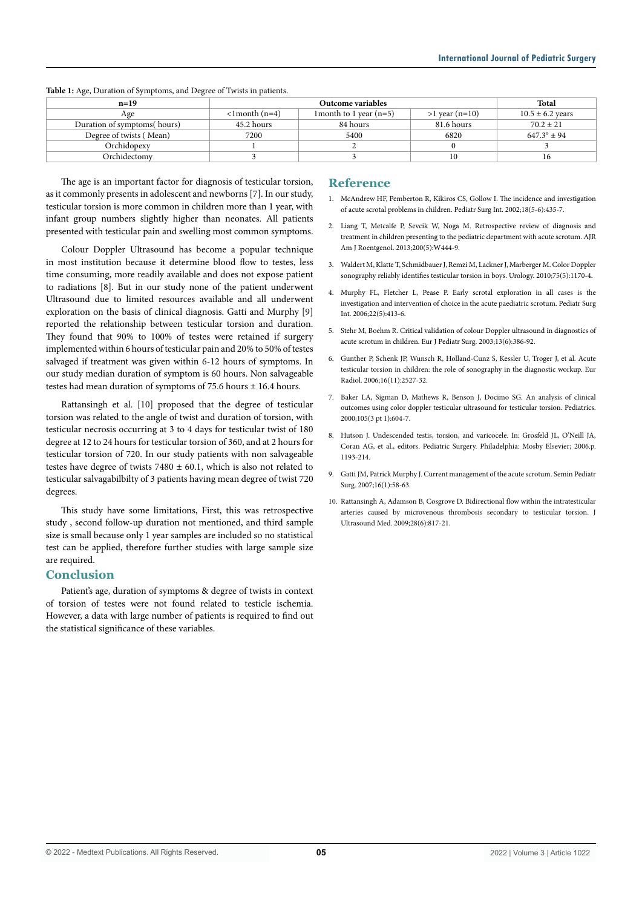**Table 1:** Age, Duration of Symptoms, and Degree of Twists in patients.

| n=19 | Outcome variables | | | Total |
|---|---|---|---|---|
| Age | <1month (n=4) | 1month to 1 year (n=5) | >1 year (n=10) | 10.5 ± 6.2 years |
| Duration of symptoms( hours) | 45.2 hours | 84 hours | 81.6 hours | 70.2 ± 21 |
| Degree of twists ( Mean) | 7200 | 5400 | 6820 | 647.3° ± 94 |
| Orchidopexy | 1 | 2 | 0 | 3 |
| Orchidectomy | 3 | 3 | 10 | 16 |

The age is an important factor for diagnosis of testicular torsion, as it commonly presents in adolescent and newborns [7]. In our study, testicular torsion is more common in children more than 1 year, with infant group numbers slightly higher than neonates. All patients presented with testicular pain and swelling most common symptoms.

Colour Doppler Ultrasound has become a popular technique in most institution because it determine blood flow to testes, less time consuming, more readily available and does not expose patient to radiations [8]. But in our study none of the patient underwent Ultrasound due to limited resources available and all underwent exploration on the basis of clinical diagnosis. Gatti and Murphy [9] reported the relationship between testicular torsion and duration. They found that 90% to 100% of testes were retained if surgery implemented within 6 hours of testicular pain and 20% to 50% of testes salvaged if treatment was given within 6-12 hours of symptoms. In our study median duration of symptom is 60 hours. Non salvageable testes had mean duration of symptoms of 75.6 hours ± 16.4 hours.

Rattansingh et al. [10] proposed that the degree of testicular torsion was related to the angle of twist and duration of torsion, with testicular necrosis occurring at 3 to 4 days for testicular twist of 180 degree at 12 to 24 hours for testicular torsion of 360, and at 2 hours for testicular torsion of 720. In our study patients with non salvageable testes have degree of twists 7480 ± 60.1, which is also not related to testicular salvagabilbilty of 3 patients having mean degree of twist 720 degrees.

This study have some limitations, First, this was retrospective study , second follow-up duration not mentioned, and third sample size is small because only 1 year samples are included so no statistical test can be applied, therefore further studies with large sample size are required.

## Conclusion

Patient's age, duration of symptoms & degree of twists in context of torsion of testes were not found related to testicle ischemia. However, a data with large number of patients is required to find out the statistical significance of these variables.

## Reference

1. McAndrew HF, Pemberton R, Kikiros CS, Gollow I. The incidence and investigation of acute scrotal problems in children. Pediatr Surg Int. 2002;18(5-6):435-7.
2. Liang T, Metcalfe P, Sevcik W, Noga M. Retrospective review of diagnosis and treatment in children presenting to the pediatric department with acute scrotum. AJR Am J Roentgenol. 2013;200(5):W444-9.
3. Waldert M, Klatte T, Schmidbauer J, Remzi M, Lackner J, Marberger M. Color Doppler sonography reliably identifies testicular torsion in boys. Urology. 2010;75(5):1170-4.
4. Murphy FL, Fletcher L, Pease P. Early scrotal exploration in all cases is the investigation and intervention of choice in the acute paediatric scrotum. Pediatr Surg Int. 2006;22(5):413-6.
5. Stehr M, Boehm R. Critical validation of colour Doppler ultrasound in diagnostics of acute scrotum in children. Eur J Pediatr Surg. 2003;13(6):386-92.
6. Gunther P, Schenk JP, Wunsch R, Holland-Cunz S, Kessler U, Troger J, et al. Acute testicular torsion in children: the role of sonography in the diagnostic workup. Eur Radiol. 2006;16(11):2527-32.
7. Baker LA, Sigman D, Mathews R, Benson J, Docimo SG. An analysis of clinical outcomes using color doppler testicular ultrasound for testicular torsion. Pediatrics. 2000;105(3 pt 1):604-7.
8. Hutson J. Undescended testis, torsion, and varicocele. In: Grosfeld JL, O'Neill JA, Coran AG, et al., editors. Pediatric Surgery. Philadelphia: Mosby Elsevier; 2006.p. 1193-214.
9. Gatti JM, Patrick Murphy J. Current management of the acute scrotum. Semin Pediatr Surg. 2007;16(1):58-63.
10. Rattansingh A, Adamson B, Cosgrove D. Bidirectional flow within the intratesticular arteries caused by microvenous thrombosis secondary to testicular torsion. J Ultrasound Med. 2009;28(6):817-21.